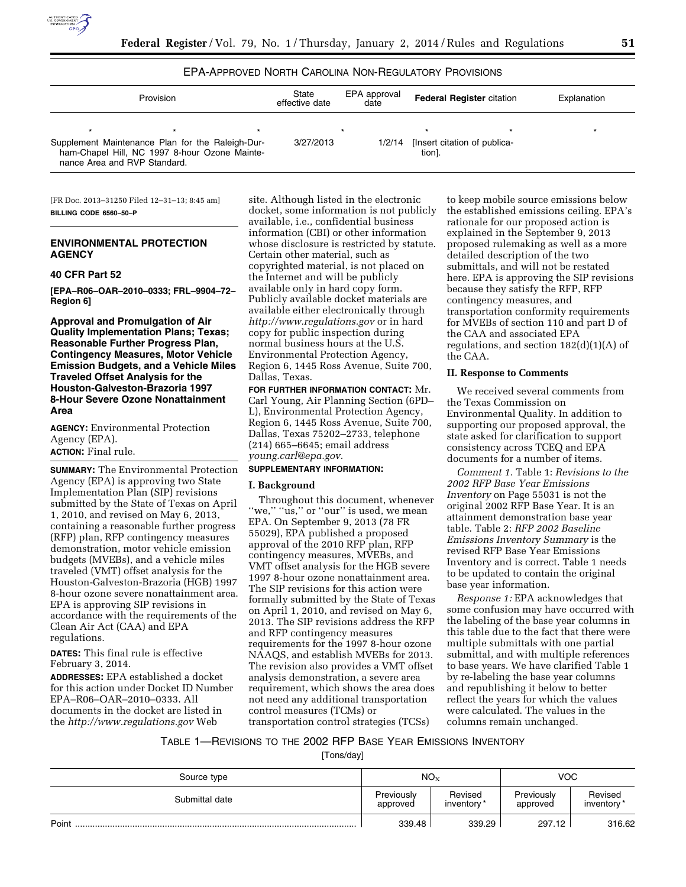EPA-APPROVED NORTH CAROLINA NON-REGULATORY PROVISIONS

| Provision | State effective date | EPA approval date | Federal Register citation | Explanation |
|---|---|---|---|---|
| * * * | * | * | * * | * |
| Supplement Maintenance Plan for the Raleigh-Durham-Chapel Hill, NC 1997 8-hour Ozone Maintenance Area and RVP Standard. | 3/27/2013 | 1/2/14 | [Insert citation of publication]. | |

[FR Doc. 2013–31250 Filed 12–31–13; 8:45 am]

**BILLING CODE 6560–50–P**

## ENVIRONMENTAL PROTECTION AGENCY

### 40 CFR Part 52

**[EPA–R06–OAR–2010–0333; FRL–9904–72–Region 6]**

### Approval and Promulgation of Air Quality Implementation Plans; Texas; Reasonable Further Progress Plan, Contingency Measures, Motor Vehicle Emission Budgets, and a Vehicle Miles Traveled Offset Analysis for the Houston-Galveston-Brazoria 1997 8-Hour Severe Ozone Nonattainment Area

**AGENCY:** Environmental Protection Agency (EPA).

**ACTION:** Final rule.

**SUMMARY:** The Environmental Protection Agency (EPA) is approving two State Implementation Plan (SIP) revisions submitted by the State of Texas on April 1, 2010, and revised on May 6, 2013, containing a reasonable further progress (RFP) plan, RFP contingency measures demonstration, motor vehicle emission budgets (MVEBs), and a vehicle miles traveled (VMT) offset analysis for the Houston-Galveston-Brazoria (HGB) 1997 8-hour ozone severe nonattainment area. EPA is approving SIP revisions in accordance with the requirements of the Clean Air Act (CAA) and EPA regulations.

**DATES:** This final rule is effective February 3, 2014.

**ADDRESSES:** EPA established a docket for this action under Docket ID Number EPA–R06–OAR–2010–0333. All documents in the docket are listed in the *http://www.regulations.gov* Web site. Although listed in the electronic docket, some information is not publicly available, i.e., confidential business information (CBI) or other information whose disclosure is restricted by statute. Certain other material, such as copyrighted material, is not placed on the Internet and will be publicly available only in hard copy form. Publicly available docket materials are available either electronically through *http://www.regulations.gov* or in hard copy for public inspection during normal business hours at the U.S. Environmental Protection Agency, Region 6, 1445 Ross Avenue, Suite 700, Dallas, Texas.

**FOR FURTHER INFORMATION CONTACT:** Mr. Carl Young, Air Planning Section (6PD–L), Environmental Protection Agency, Region 6, 1445 Ross Avenue, Suite 700, Dallas, Texas 75202–2733, telephone (214) 665–6645; email address *young.carl@epa.gov*.

**SUPPLEMENTARY INFORMATION:**

#### I. Background

Throughout this document, whenever ''we,'' ''us,'' or ''our'' is used, we mean EPA. On September 9, 2013 (78 FR 55029), EPA published a proposed approval of the 2010 RFP plan, RFP contingency measures, MVEBs, and VMT offset analysis for the HGB severe 1997 8-hour ozone nonattainment area. The SIP revisions for this action were formally submitted by the State of Texas on April 1, 2010, and revised on May 6, 2013. The SIP revisions address the RFP and RFP contingency measures requirements for the 1997 8-hour ozone NAAQS, and establish MVEBs for 2013. The revision also provides a VMT offset analysis demonstration, a severe area requirement, which shows the area does not need any additional transportation control measures (TCMs) or transportation control strategies (TCSs) to keep mobile source emissions below the established emissions ceiling. EPA's rationale for our proposed action is explained in the September 9, 2013 proposed rulemaking as well as a more detailed description of the two submittals, and will not be restated here. EPA is approving the SIP revisions because they satisfy the RFP, RFP contingency measures, and transportation conformity requirements for MVEBs of section 110 and part D of the CAA and associated EPA regulations, and section 182(d)(1)(A) of the CAA.

#### II. Response to Comments

We received several comments from the Texas Commission on Environmental Quality. In addition to supporting our proposed approval, the state asked for clarification to support consistency across TCEQ and EPA documents for a number of items.

*Comment 1.* Table 1: *Revisions to the 2002 RFP Base Year Emissions Inventory* on Page 55031 is not the original 2002 RFP Base Year. It is an attainment demonstration base year table. Table 2: *RFP 2002 Baseline Emissions Inventory Summary* is the revised RFP Base Year Emissions Inventory and is correct. Table 1 needs to be updated to contain the original base year information.

*Response 1:* EPA acknowledges that some confusion may have occurred with the labeling of the base year columns in this table due to the fact that there were multiple submittals with one partial submittal, and with multiple references to base years. We have clarified Table 1 by re-labeling the base year columns and republishing it below to better reflect the years for which the values were calculated. The values in the columns remain unchanged.

TABLE 1—REVISIONS TO THE 2002 RFP BASE YEAR EMISSIONS INVENTORY

[Tons/day]

| Source type | $NO_X$ | | VOC | |
|---|---|---|---|---|
| Submittal date | Previously approved | Revised inventory* | Previously approved | Revised inventory* |
| Point | 339.48 | 339.29 | 297.12 | 316.62 |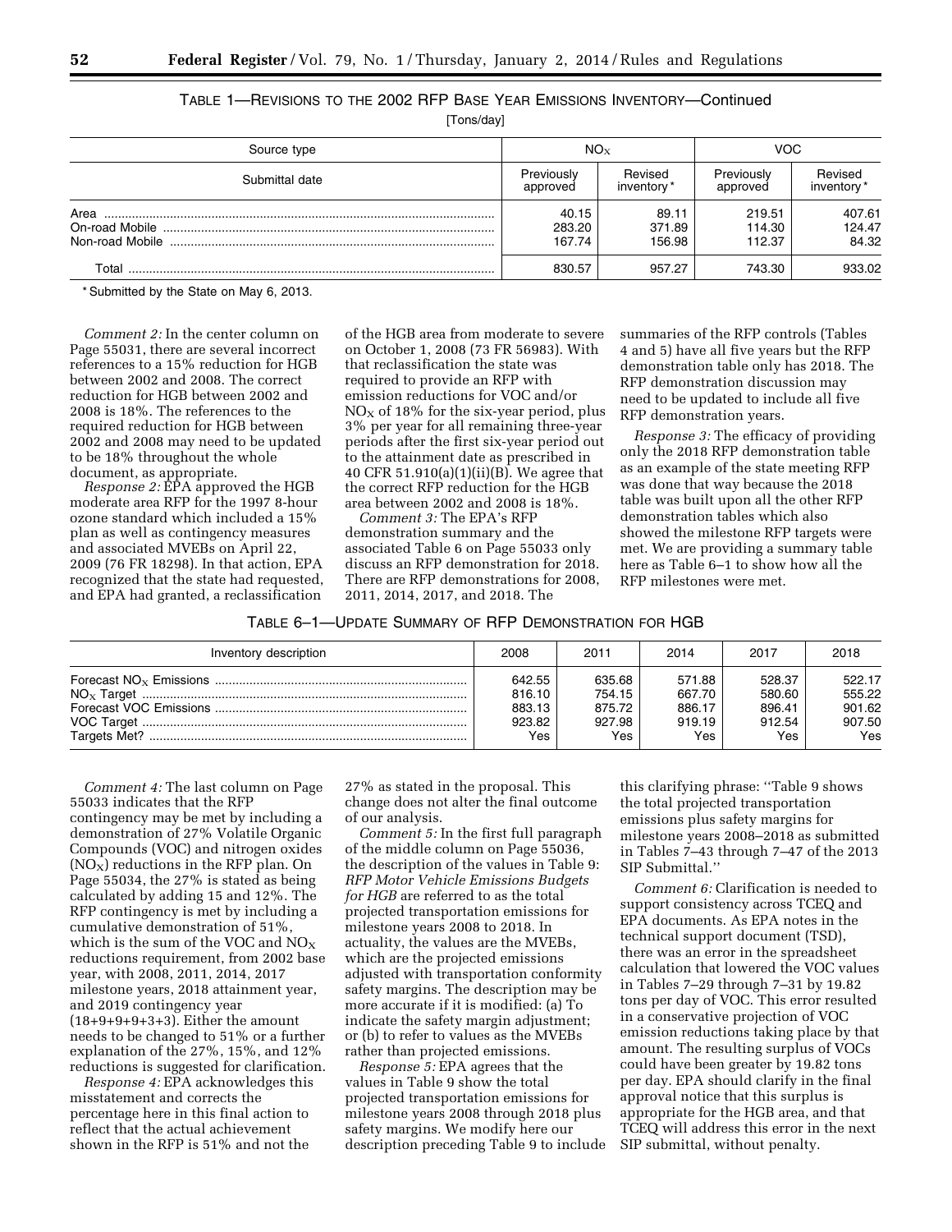TABLE 1—REVISIONS TO THE 2002 RFP BASE YEAR EMISSIONS INVENTORY—Continued

[Tons/day]

| Source type | $NO_X$ | | VOC | |
|---|---|---|---|---|
| Submittal date | Previously approved | Revised inventory* | Previously approved | Revised inventory* |
| Area | 40.15 | 89.11 | 219.51 | 407.61 |
| On-road Mobile | 283.20 | 371.89 | 114.30 | 124.47 |
| Non-road Mobile | 167.74 | 156.98 | 112.37 | 84.32 |
| Total | 830.57 | 957.27 | 743.30 | 933.02 |

\* Submitted by the State on May 6, 2013.

*Comment 2:* In the center column on Page 55031, there are several incorrect references to a 15% reduction for HGB between 2002 and 2008. The correct reduction for HGB between 2002 and 2008 is 18%. The references to the required reduction for HGB between 2002 and 2008 may need to be updated to be 18% throughout the whole document, as appropriate.

*Response 2:* EPA approved the HGB moderate area RFP for the 1997 8-hour ozone standard which included a 15% plan as well as contingency measures and associated MVEBs on April 22, 2009 (76 FR 18298). In that action, EPA recognized that the state had requested, and EPA had granted, a reclassification of the HGB area from moderate to severe on October 1, 2008 (73 FR 56983). With that reclassification the state was required to provide an RFP with emission reductions for VOC and/or $NO_X$ of 18% for the six-year period, plus 3% per year for all remaining three-year periods after the first six-year period out to the attainment date as prescribed in 40 CFR 51.910(a)(1)(ii)(B). We agree that the correct RFP reduction for the HGB area between 2002 and 2008 is 18%.

*Comment 3:* The EPA's RFP demonstration summary and the associated Table 6 on Page 55033 only discuss an RFP demonstration for 2018. There are RFP demonstrations for 2008, 2011, 2014, 2017, and 2018. The summaries of the RFP controls (Tables 4 and 5) have all five years but the RFP demonstration table only has 2018. The RFP demonstration discussion may need to be updated to include all five RFP demonstration years.

*Response 3:* The efficacy of providing only the 2018 RFP demonstration table as an example of the state meeting RFP was done that way because the 2018 table was built upon all the other RFP demonstration tables which also showed the milestone RFP targets were met. We are providing a summary table here as Table 6–1 to show how all the RFP milestones were met.

TABLE 6–1—UPDATE SUMMARY OF RFP DEMONSTRATION FOR HGB

| Inventory description | 2008 | 2011 | 2014 | 2017 | 2018 |
|---|---|---|---|---|---|
| Forecast $NO_X$ Emissions | 642.55 | 635.68 | 571.88 | 528.37 | 522.17 |
| $NO_X$ Target | 816.10 | 754.15 | 667.70 | 580.60 | 555.22 |
| Forecast VOC Emissions | 883.13 | 875.72 | 886.17 | 896.41 | 901.62 |
| VOC Target | 923.82 | 927.98 | 919.19 | 912.54 | 907.50 |
| Targets Met? | Yes | Yes | Yes | Yes | Yes |

*Comment 4:* The last column on Page 55033 indicates that the RFP contingency may be met by including a demonstration of 27% Volatile Organic Compounds (VOC) and nitrogen oxides ($NO_X$) reductions in the RFP plan. On Page 55034, the 27% is stated as being calculated by adding 15 and 12%. The RFP contingency is met by including a cumulative demonstration of 51%, which is the sum of the VOC and $NO_X$ reductions requirement, from 2002 base year, with 2008, 2011, 2014, 2017 milestone years, 2018 attainment year, and 2019 contingency year (18+9+9+9+3+3). Either the amount needs to be changed to 51% or a further explanation of the 27%, 15%, and 12% reductions is suggested for clarification.

*Response 4:* EPA acknowledges this misstatement and corrects the percentage here in this final action to reflect that the actual achievement shown in the RFP is 51% and not the 27% as stated in the proposal. This change does not alter the final outcome of our analysis.

*Comment 5:* In the first full paragraph of the middle column on Page 55036, the description of the values in Table 9: *RFP Motor Vehicle Emissions Budgets for HGB* are referred to as the total projected transportation emissions for milestone years 2008 to 2018. In actuality, the values are the MVEBs, which are the projected emissions adjusted with transportation conformity safety margins. The description may be more accurate if it is modified: (a) To indicate the safety margin adjustment; or (b) to refer to values as the MVEBs rather than projected emissions.

*Response 5:* EPA agrees that the values in Table 9 show the total projected transportation emissions for milestone years 2008 through 2018 plus safety margins. We modify here our description preceding Table 9 to include this clarifying phrase: "Table 9 shows the total projected transportation emissions plus safety margins for milestone years 2008–2018 as submitted in Tables 7–43 through 7–47 of the 2013 SIP Submittal."

*Comment 6:* Clarification is needed to support consistency across TCEQ and EPA documents. As EPA notes in the technical support document (TSD), there was an error in the spreadsheet calculation that lowered the VOC values in Tables 7–29 through 7–31 by 19.82 tons per day of VOC. This error resulted in a conservative projection of VOC emission reductions taking place by that amount. The resulting surplus of VOCs could have been greater by 19.82 tons per day. EPA should clarify in the final approval notice that this surplus is appropriate for the HGB area, and that TCEQ will address this error in the next SIP submittal, without penalty.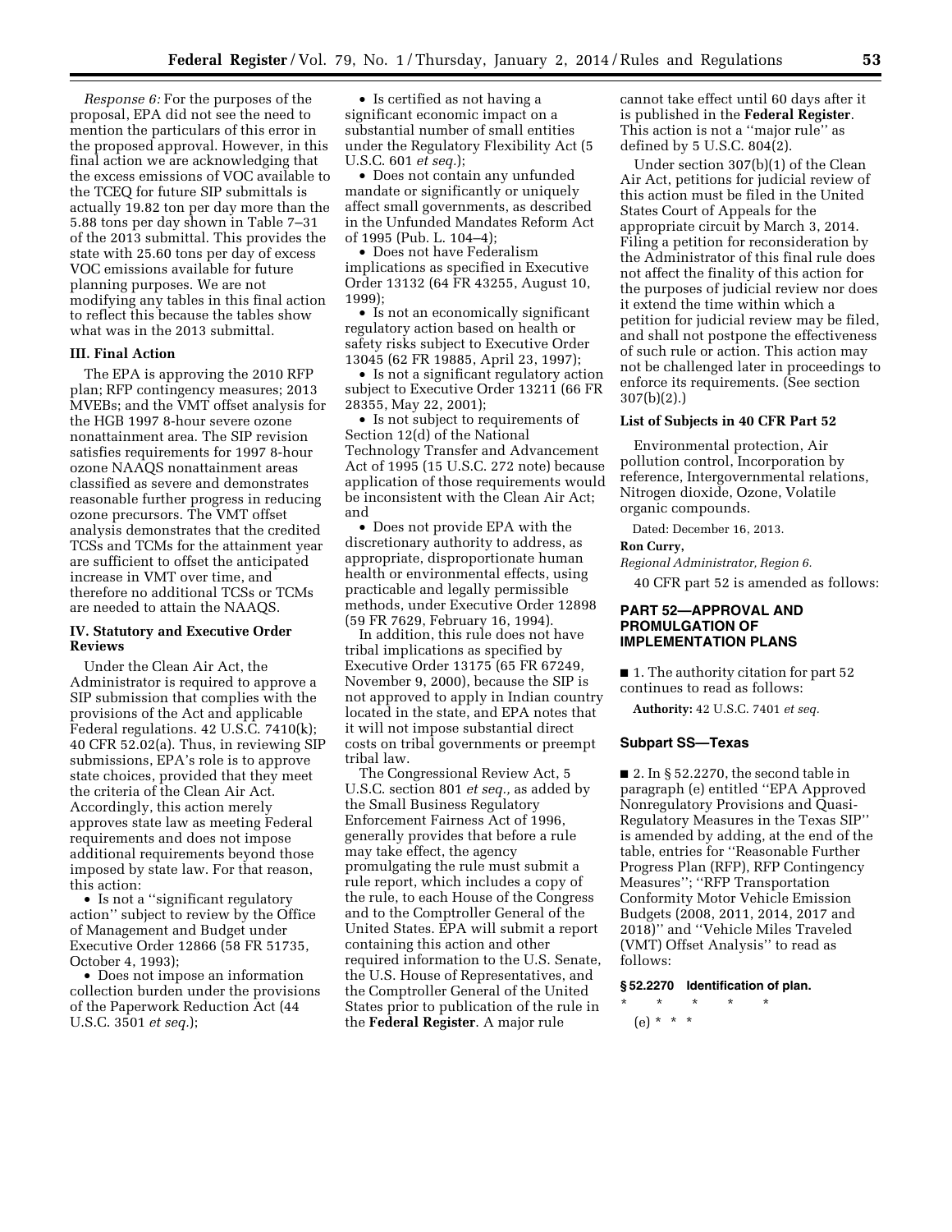*Response 6:* For the purposes of the proposal, EPA did not see the need to mention the particulars of this error in the proposed approval. However, in this final action we are acknowledging that the excess emissions of VOC available to the TCEQ for future SIP submittals is actually 19.82 ton per day more than the 5.88 tons per day shown in Table 7–31 of the 2013 submittal. This provides the state with 25.60 tons per day of excess VOC emissions available for future planning purposes. We are not modifying any tables in this final action to reflect this because the tables show what was in the 2013 submittal.

### III. Final Action

The EPA is approving the 2010 RFP plan; RFP contingency measures; 2013 MVEBs; and the VMT offset analysis for the HGB 1997 8-hour severe ozone nonattainment area. The SIP revision satisfies requirements for 1997 8-hour ozone NAAQS nonattainment areas classified as severe and demonstrates reasonable further progress in reducing ozone precursors. The VMT offset analysis demonstrates that the credited TCSs and TCMs for the attainment year are sufficient to offset the anticipated increase in VMT over time, and therefore no additional TCSs or TCMs are needed to attain the NAAQS.

### IV. Statutory and Executive Order Reviews

Under the Clean Air Act, the Administrator is required to approve a SIP submission that complies with the provisions of the Act and applicable Federal regulations. 42 U.S.C. 7410(k); 40 CFR 52.02(a). Thus, in reviewing SIP submissions, EPA's role is to approve state choices, provided that they meet the criteria of the Clean Air Act. Accordingly, this action merely approves state law as meeting Federal requirements and does not impose additional requirements beyond those imposed by state law. For that reason, this action:

- Is not a ''significant regulatory action'' subject to review by the Office of Management and Budget under Executive Order 12866 (58 FR 51735, October 4, 1993);
- Does not impose an information collection burden under the provisions of the Paperwork Reduction Act (44 U.S.C. 3501 *et seq.*);
- Is certified as not having a significant economic impact on a substantial number of small entities under the Regulatory Flexibility Act (5 U.S.C. 601 *et seq.*);
- Does not contain any unfunded mandate or significantly or uniquely affect small governments, as described in the Unfunded Mandates Reform Act of 1995 (Pub. L. 104–4);
- Does not have Federalism implications as specified in Executive Order 13132 (64 FR 43255, August 10, 1999);
- Is not an economically significant regulatory action based on health or safety risks subject to Executive Order 13045 (62 FR 19885, April 23, 1997);
- Is not a significant regulatory action subject to Executive Order 13211 (66 FR 28355, May 22, 2001);
- Is not subject to requirements of Section 12(d) of the National Technology Transfer and Advancement Act of 1995 (15 U.S.C. 272 note) because application of those requirements would be inconsistent with the Clean Air Act; and
- Does not provide EPA with the discretionary authority to address, as appropriate, disproportionate human health or environmental effects, using practicable and legally permissible methods, under Executive Order 12898 (59 FR 7629, February 16, 1994).

In addition, this rule does not have tribal implications as specified by Executive Order 13175 (65 FR 67249, November 9, 2000), because the SIP is not approved to apply in Indian country located in the state, and EPA notes that it will not impose substantial direct costs on tribal governments or preempt tribal law.

The Congressional Review Act, 5 U.S.C. section 801 *et seq.,* as added by the Small Business Regulatory Enforcement Fairness Act of 1996, generally provides that before a rule may take effect, the agency promulgating the rule must submit a rule report, which includes a copy of the rule, to each House of the Congress and to the Comptroller General of the United States. EPA will submit a report containing this action and other required information to the U.S. Senate, the U.S. House of Representatives, and the Comptroller General of the United States prior to publication of the rule in the **Federal Register**. A major rule cannot take effect until 60 days after it is published in the **Federal Register**. This action is not a ''major rule'' as defined by 5 U.S.C. 804(2).

Under section 307(b)(1) of the Clean Air Act, petitions for judicial review of this action must be filed in the United States Court of Appeals for the appropriate circuit by March 3, 2014. Filing a petition for reconsideration by the Administrator of this final rule does not affect the finality of this action for the purposes of judicial review nor does it extend the time within which a petition for judicial review may be filed, and shall not postpone the effectiveness of such rule or action. This action may not be challenged later in proceedings to enforce its requirements. (See section 307(b)(2).)

### List of Subjects in 40 CFR Part 52

Environmental protection, Air pollution control, Incorporation by reference, Intergovernmental relations, Nitrogen dioxide, Ozone, Volatile organic compounds.

Dated: December 16, 2013.

**Ron Curry,**

*Regional Administrator, Region 6.*

40 CFR part 52 is amended as follows:

## PART 52—APPROVAL AND PROMULGATION OF IMPLEMENTATION PLANS

■ 1. The authority citation for part 52 continues to read as follows:

**Authority:** 42 U.S.C. 7401 *et seq.*

### Subpart SS—Texas

■ 2. In § 52.2270, the second table in paragraph (e) entitled ''EPA Approved Nonregulatory Provisions and Quasi-Regulatory Measures in the Texas SIP'' is amended by adding, at the end of the table, entries for ''Reasonable Further Progress Plan (RFP), RFP Contingency Measures''; ''RFP Transportation Conformity Motor Vehicle Emission Budgets (2008, 2011, 2014, 2017 and 2018)'' and ''Vehicle Miles Traveled (VMT) Offset Analysis'' to read as follows:

**§ 52.2270 Identification of plan.**

\* \* \* \* \*

(e) \* \* \*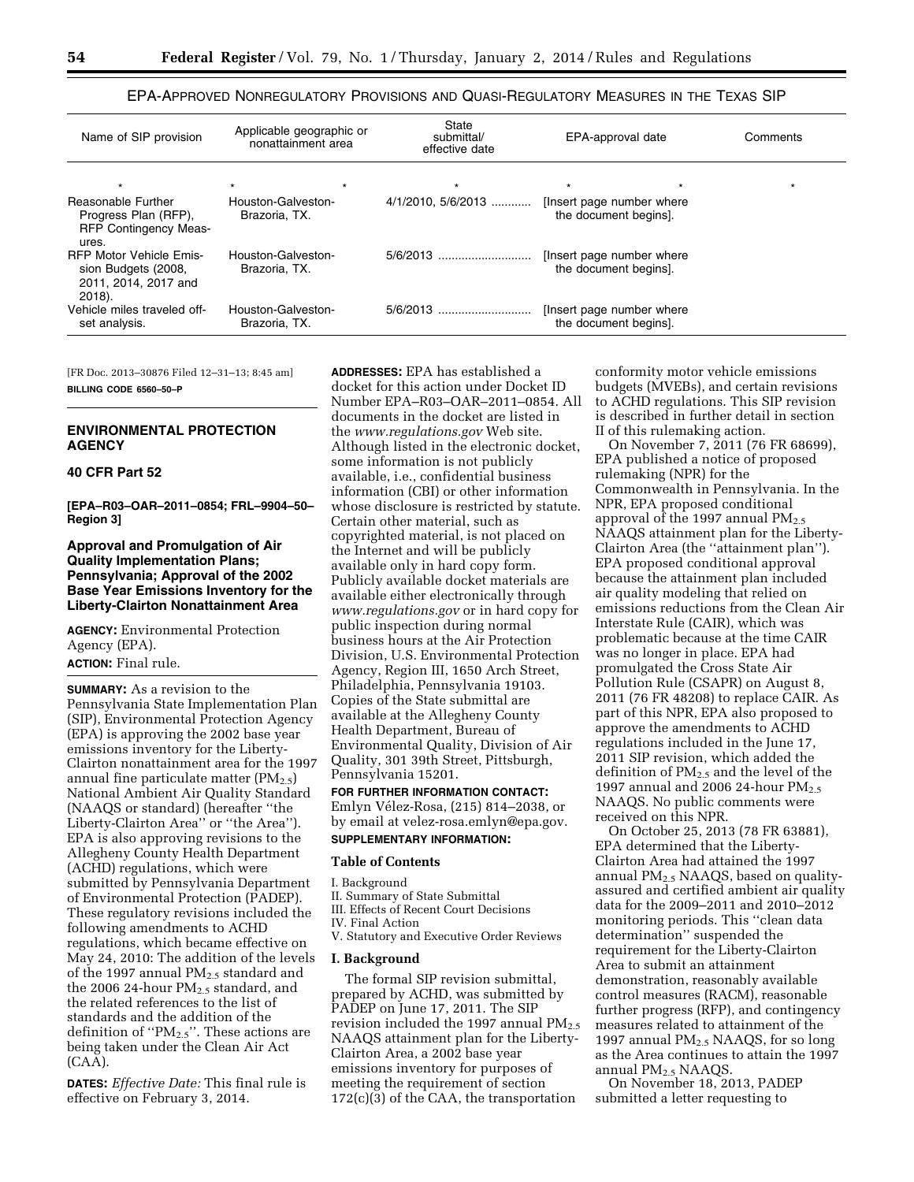EPA-APPROVED NONREGULATORY PROVISIONS AND QUASI-REGULATORY MEASURES IN THE TEXAS SIP

| Name of SIP provision | Applicable geographic or nonattainment area | State submittal/ effective date | EPA-approval date | Comments |
|---|---|---|---|---|
| * | * * | * | * * | * |
| Reasonable Further Progress Plan (RFP), RFP Contingency Measures. | Houston-Galveston-Brazoria, TX. | 4/1/2010, 5/6/2013 ............ | [Insert page number where the document begins]. | |
| RFP Motor Vehicle Emission Budgets (2008, 2011, 2014, 2017 and 2018). | Houston-Galveston-Brazoria, TX. | 5/6/2013 ............................ | [Insert page number where the document begins]. | |
| Vehicle miles traveled offset analysis. | Houston-Galveston-Brazoria, TX. | 5/6/2013 ............................ | [Insert page number where the document begins]. | |

[FR Doc. 2013–30876 Filed 12–31–13; 8:45 am]

**BILLING CODE 6560–50–P**

---

## ENVIRONMENTAL PROTECTION AGENCY

### 40 CFR Part 52

**[EPA–R03–OAR–2011–0854; FRL–9904–50–Region 3]**

### Approval and Promulgation of Air Quality Implementation Plans; Pennsylvania; Approval of the 2002 Base Year Emissions Inventory for the Liberty-Clairton Nonattainment Area

**AGENCY:** Environmental Protection Agency (EPA).

**ACTION:** Final rule.

**SUMMARY:** As a revision to the Pennsylvania State Implementation Plan (SIP), Environmental Protection Agency (EPA) is approving the 2002 base year emissions inventory for the Liberty-Clairton nonattainment area for the 1997 annual fine particulate matter ($PM_{2.5}$) National Ambient Air Quality Standard (NAAQS or standard) (hereafter ''the Liberty-Clairton Area'' or ''the Area''). EPA is also approving revisions to the Allegheny County Health Department (ACHD) regulations, which were submitted by Pennsylvania Department of Environmental Protection (PADEP). These regulatory revisions included the following amendments to ACHD regulations, which became effective on May 24, 2010: The addition of the levels of the 1997 annual $PM_{2.5}$ standard and the 2006 24-hour $PM_{2.5}$ standard, and the related references to the list of standards and the addition of the definition of ''$PM_{2.5}$''. These actions are being taken under the Clean Air Act (CAA).

**DATES:** *Effective Date:* This final rule is effective on February 3, 2014.

**ADDRESSES:** EPA has established a docket for this action under Docket ID Number EPA–R03–OAR–2011–0854. All documents in the docket are listed in the *www.regulations.gov* Web site. Although listed in the electronic docket, some information is not publicly available, i.e., confidential business information (CBI) or other information whose disclosure is restricted by statute. Certain other material, such as copyrighted material, is not placed on the Internet and will be publicly available only in hard copy form. Publicly available docket materials are available either electronically through *www.regulations.gov* or in hard copy for public inspection during normal business hours at the Air Protection Division, U.S. Environmental Protection Agency, Region III, 1650 Arch Street, Philadelphia, Pennsylvania 19103. Copies of the State submittal are available at the Allegheny County Health Department, Bureau of Environmental Quality, Division of Air Quality, 301 39th Street, Pittsburgh, Pennsylvania 15201.

**FOR FURTHER INFORMATION CONTACT:** Emlyn Vélez-Rosa, (215) 814–2038, or by email at velez-rosa.emlyn@epa.gov.

**SUPPLEMENTARY INFORMATION:**

#### Table of Contents

I. Background
II. Summary of State Submittal
III. Effects of Recent Court Decisions
IV. Final Action
V. Statutory and Executive Order Reviews

#### I. Background

The formal SIP revision submittal, prepared by ACHD, was submitted by PADEP on June 17, 2011. The SIP revision included the 1997 annual $PM_{2.5}$ NAAQS attainment plan for the Liberty-Clairton Area, a 2002 base year emissions inventory for purposes of meeting the requirement of section 172(c)(3) of the CAA, the transportation conformity motor vehicle emissions budgets (MVEBs), and certain revisions to ACHD regulations. This SIP revision is described in further detail in section II of this rulemaking action.

On November 7, 2011 (76 FR 68699), EPA published a notice of proposed rulemaking (NPR) for the Commonwealth in Pennsylvania. In the NPR, EPA proposed conditional approval of the 1997 annual $PM_{2.5}$ NAAQS attainment plan for the Liberty-Clairton Area (the ''attainment plan''). EPA proposed conditional approval because the attainment plan included air quality modeling that relied on emissions reductions from the Clean Air Interstate Rule (CAIR), which was problematic because at the time CAIR was no longer in place. EPA had promulgated the Cross State Air Pollution Rule (CSAPR) on August 8, 2011 (76 FR 48208) to replace CAIR. As part of this NPR, EPA also proposed to approve the amendments to ACHD regulations included in the June 17, 2011 SIP revision, which added the definition of $PM_{2.5}$ and the level of the 1997 annual and 2006 24-hour $PM_{2.5}$ NAAQS. No public comments were received on this NPR.

On October 25, 2013 (78 FR 63881), EPA determined that the Liberty-Clairton Area had attained the 1997 annual $PM_{2.5}$ NAAQS, based on quality-assured and certified ambient air quality data for the 2009–2011 and 2010–2012 monitoring periods. This ''clean data determination'' suspended the requirement for the Liberty-Clairton Area to submit an attainment demonstration, reasonably available control measures (RACM), reasonable further progress (RFP), and contingency measures related to attainment of the 1997 annual $PM_{2.5}$ NAAQS, for so long as the Area continues to attain the 1997 annual $PM_{2.5}$ NAAQS.

On November 18, 2013, PADEP submitted a letter requesting to